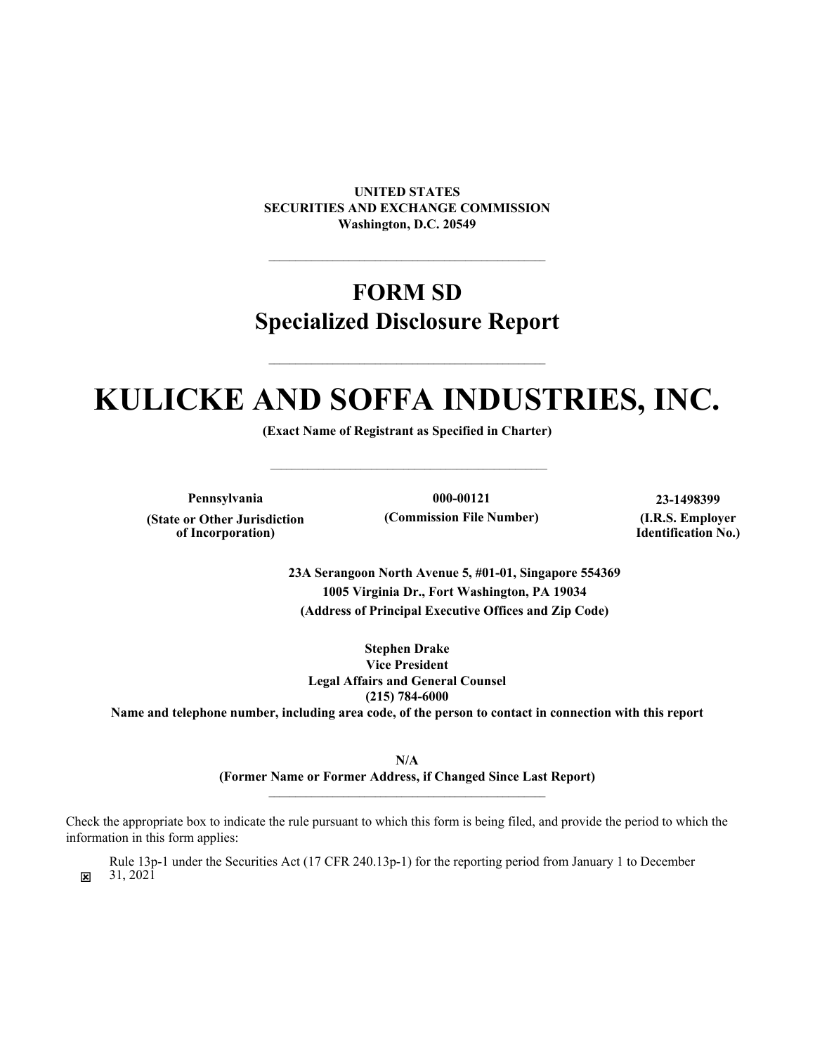**UNITED STATES**
**SECURITIES AND EXCHANGE COMMISSION**
**Washington, D.C. 20549**

---

# FORM SD
## Specialized Disclosure Report

---

# KULICKE AND SOFFA INDUSTRIES, INC.

**(Exact Name of Registrant as Specified in Charter)**

---

| **Pennsylvania** | **000-00121** | **23-1498399** |
|---|---|---|
| **(State or Other Jurisdiction of Incorporation)** | **(Commission File Number)** | **(I.R.S. Employer Identification No.)** |

**23A Serangoon North Avenue 5, #01-01, Singapore 554369**
**1005 Virginia Dr., Fort Washington, PA 19034**
**(Address of Principal Executive Offices and Zip Code)**

**Stephen Drake**
**Vice President**
**Legal Affairs and General Counsel**
**(215) 784-6000**
**Name and telephone number, including area code, of the person to contact in connection with this report**

**N/A**
**(Former Name or Former Address, if Changed Since Last Report)**

---

Check the appropriate box to indicate the rule pursuant to which this form is being filed, and provide the period to which the information in this form applies:

☒ Rule 13p-1 under the Securities Act (17 CFR 240.13p-1) for the reporting period from January 1 to December 31, 2021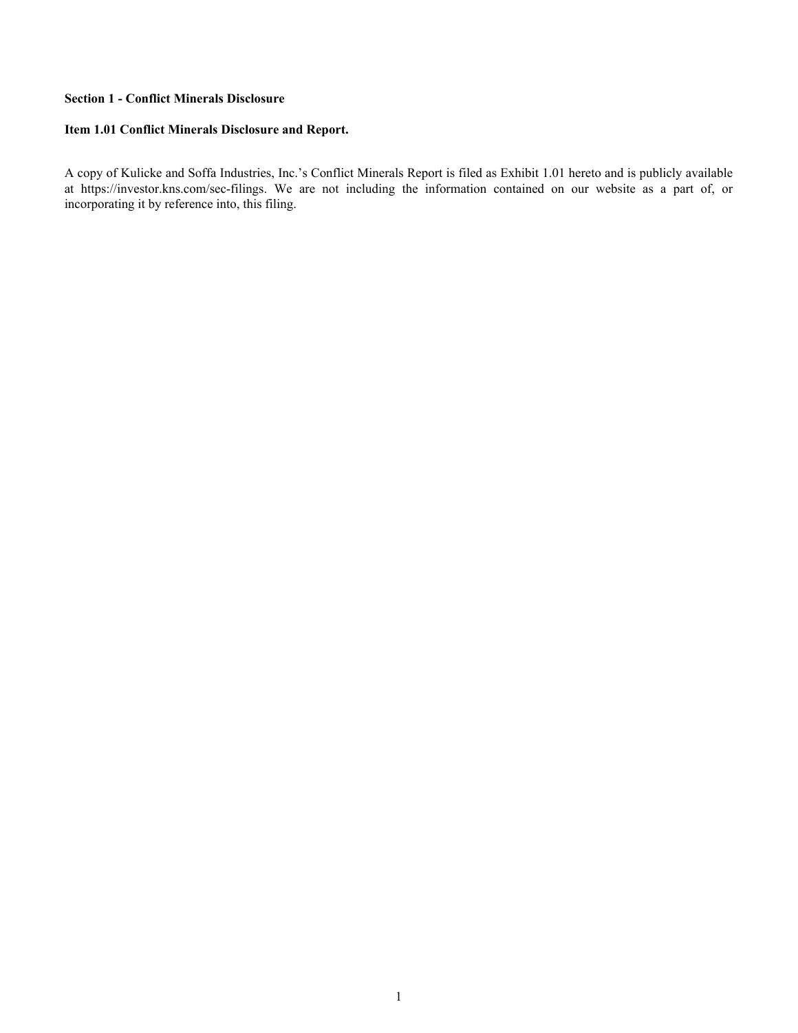**Section 1 - Conflict Minerals Disclosure**

**Item 1.01 Conflict Minerals Disclosure and Report.**

A copy of Kulicke and Soffa Industries, Inc.'s Conflict Minerals Report is filed as Exhibit 1.01 hereto and is publicly available at https://investor.kns.com/sec-filings. We are not including the information contained on our website as a part of, or incorporating it by reference into, this filing.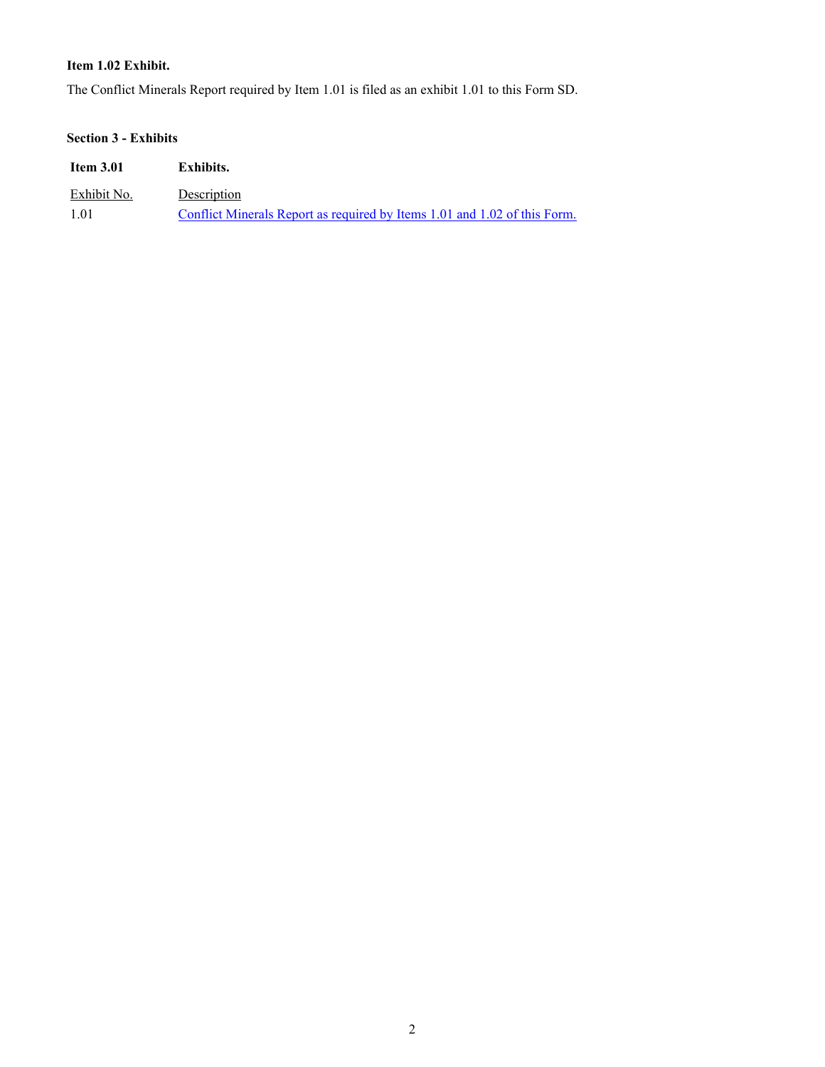**Item 1.02 Exhibit.**

The Conflict Minerals Report required by Item 1.01 is filed as an exhibit 1.01 to this Form SD.

**Section 3 - Exhibits**

| **Item 3.01** | **Exhibits.** |
|---|---|
| Exhibit No. | Description |
| 1.01 | Conflict Minerals Report as required by Items 1.01 and 1.02 of this Form. |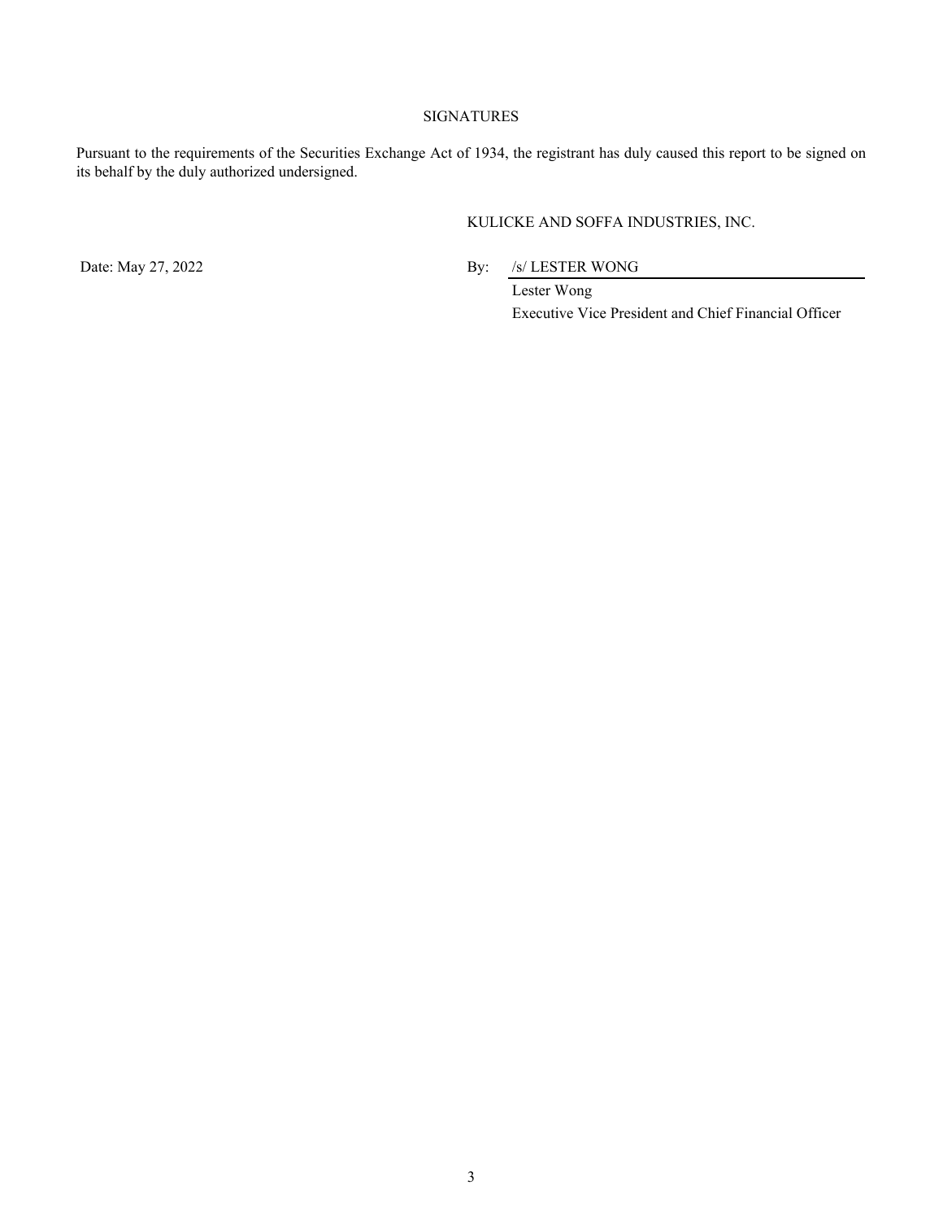# SIGNATURES

Pursuant to the requirements of the Securities Exchange Act of 1934, the registrant has duly caused this report to be signed on its behalf by the duly authorized undersigned.

KULICKE AND SOFFA INDUSTRIES, INC.

Date: May 27, 2022

By: /s/ LESTER WONG

Lester Wong

Executive Vice President and Chief Financial Officer